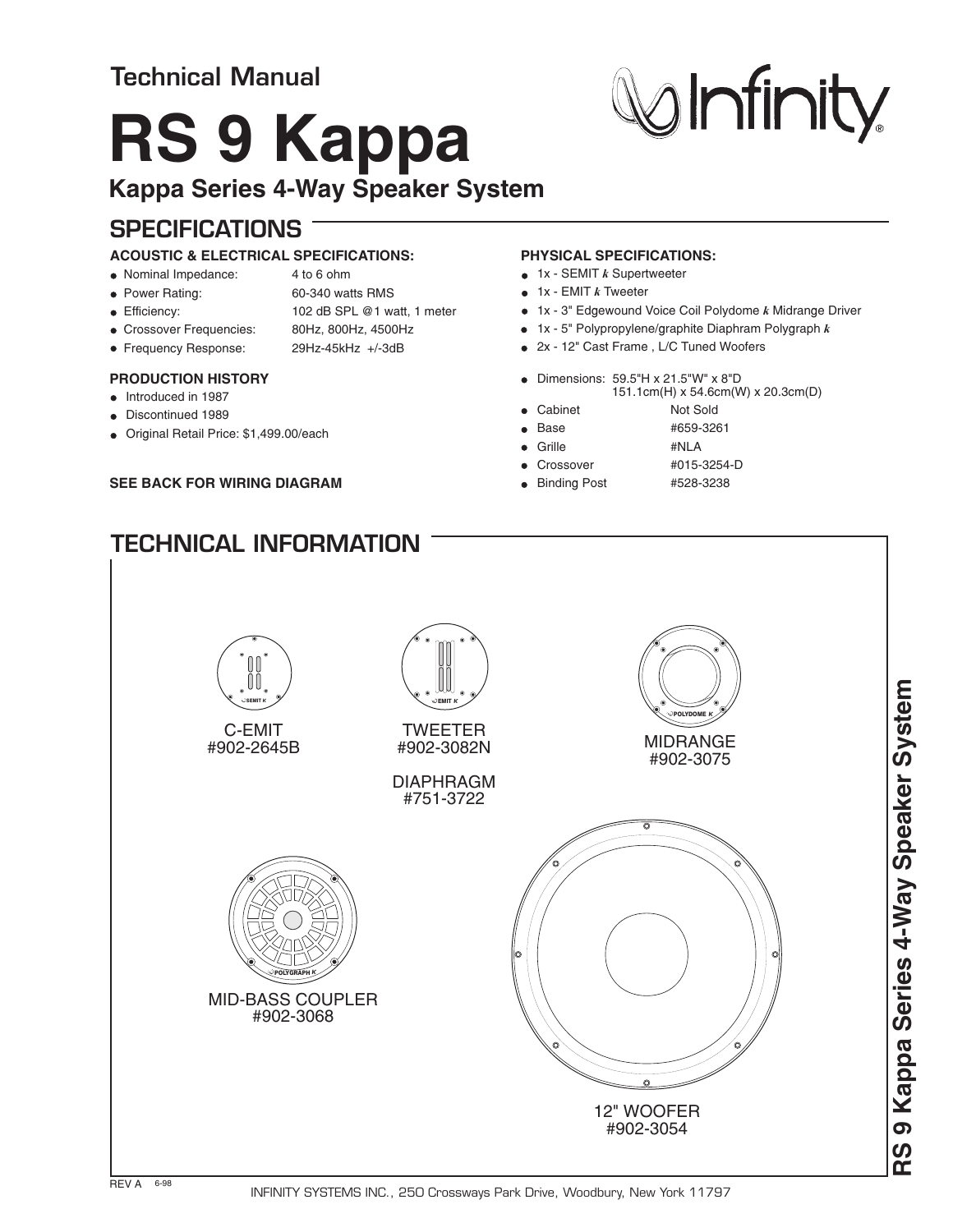# Technical Manual

# RS 9 Kappa

## Kappa Series 4-Way Speaker System

Infinity

## SPECIFICATIONS

### ACOUSTIC & ELECTRICAL SPECIFICATIONS:

- Nominal Impedance: 4 to 6 ohm
- Power Rating: 60-340 watts RMS
- Efficiency: 102 dB SPL @1 watt, 1 meter
- Crossover Frequencies: 80Hz, 800Hz, 4500Hz
- Frequency Response: 29Hz-45kHz +/-3dB

### PRODUCTION HISTORY

- Introduced in 1987
- Discontinued 1989
- Original Retail Price: $1,499.00/each

**SEE BACK FOR WIRING DIAGRAM**

### PHYSICAL SPECIFICATIONS:

- 1x - SEMIT *k* Supertweeter
- 1x - EMIT *k* Tweeter
- 1x - 3" Edgewound Voice Coil Polydome *k* Midrange Driver
- 1x - 5" Polypropylene/graphite Diaphram Polygraph *k*
- 2x - 12" Cast Frame , L/C Tuned Woofers

- Dimensions: 59.5"H x 21.5"W" x 8"D
  151.1cm(H) x 54.6cm(W) x 20.3cm(D)
- Cabinet: Not Sold
- Base: #659-3261
- Grille: #NLA
- Crossover: #015-3254-D
- Binding Post: #528-3238

## TECHNICAL INFORMATION

SEMIT K

C-EMIT
#902-2645B

EMIT K

TWEETER
#902-3082N

DIAPHRAGM
#751-3722

POLYDOME K

MIDRANGE
#902-3075

POLYGRAPH K

MID-BASS COUPLER
#902-3068

12" WOOFER
#902-3054

REV A 6-98

INFINITY SYSTEMS INC., 250 Crossways Park Drive, Woodbury, New York 11797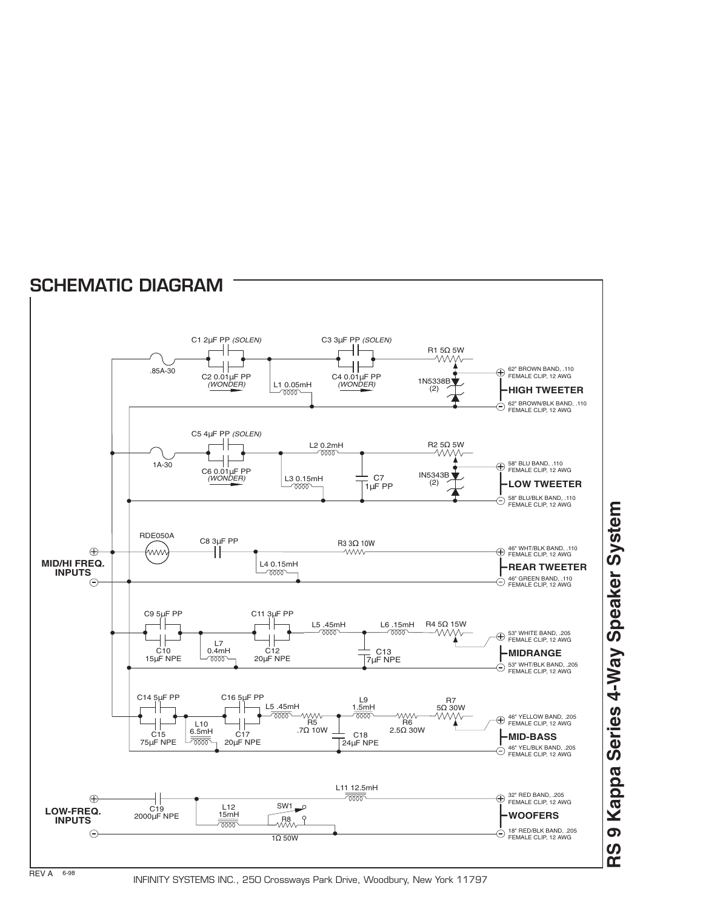## SCHEMATIC DIAGRAM

RS 9 Kappa Series 4-Way Speaker System

C1 2µF PP *(SOLEN)*
C3 3µF PP *(SOLEN)*
R1 5Ω 5W
.85A-30
C2 0.01µF PP *(WONDER)*
C4 0.01µF PP *(WONDER)*
L1 0.05mH
1N5338B (2)
62" BROWN BAND, .110 FEMALE CLIP, 12 AWG
**HIGH TWEETER**
62" BROWN/BLK BAND, .110 FEMALE CLIP, 12 AWG

C5 4µF PP *(SOLEN)*
L2 0.2mH
R2 5Ω 5W
1A-30
C6 0.01µF PP *(WONDER)*
L3 0.15mH
C7 1µF PP
IN5343B (2)
58" BLU BAND, .110 FEMALE CLIP, 12 AWG
**LOW TWEETER**
58" BLU/BLK BAND, .110 FEMALE CLIP, 12 AWG

RDE050A
C8 3µF PP
R3 3Ω 10W
L4 0.15mH
**MID/HI FREQ. INPUTS**
46" WHT/BLK BAND, .110 FEMALE CLIP, 12 AWG
**REAR TWEETER**
46" GREEN BAND, .110 FEMALE CLIP, 12 AWG

C9 5µF PP
C11 3µF PP
L5 .45mH
L6 .15mH
R4 5Ω 15W
C10 15µF NPE
L7 0.4mH
C12 20µF NPE
C13 7µF NPE
53" WHITE BAND, .205 FEMALE CLIP, 12 AWG
**MIDRANGE**
53" WHT/BLK BAND, .205 FEMALE CLIP, 12 AWG

C14 5µF PP
C16 5µF PP
L5 .45mH
L9 1.5mH
R7 5Ω 30W
C15 75µF NPE
L10 6.5mH
C17 20µF NPE
R5 .7Ω 10W
C18 24µF NPE
R6 2.5Ω 30W
46" YELLOW BAND, .205 FEMALE CLIP, 12 AWG
**MID-BASS**
46" YEL/BLK BAND, .205 FEMALE CLIP, 12 AWG

L11 12.5mH
C19 2000µF NPE
L12 15mH
SW1
R8 1Ω 50W
**LOW-FREQ. INPUTS**
32" RED BAND, .205 FEMALE CLIP, 12 AWG
**WOOFERS**
18" RED/BLK BAND, .205 FEMALE CLIP, 12 AWG

REV A 6-98

INFINITY SYSTEMS INC., 250 Crossways Park Drive, Woodbury, New York 11797